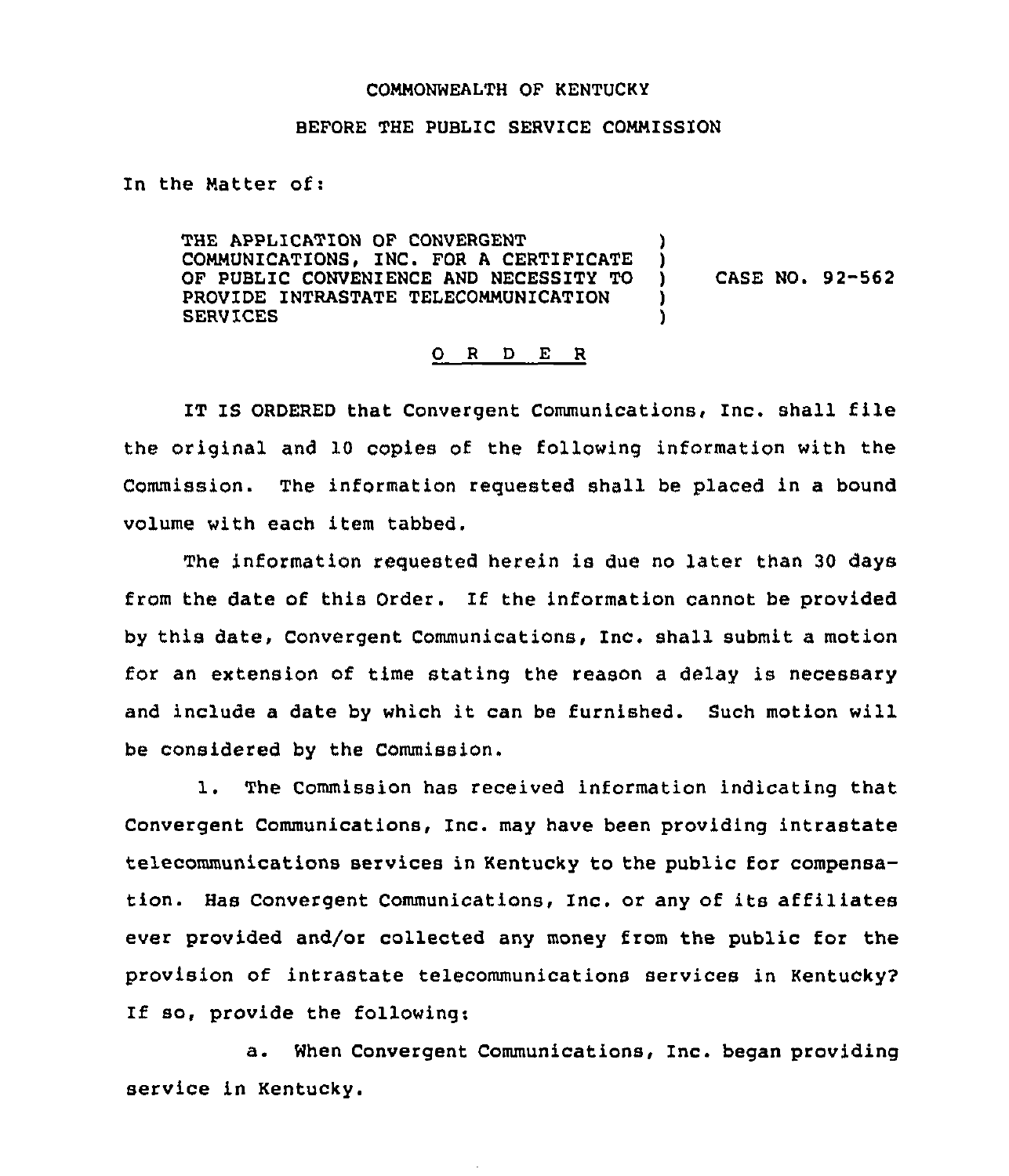COMMONWEALTH OF KENTUCKY

BEFORE THE PUBLIC SERVICE COMMISSION

In the Matter of:

| | | |
|---|---|---|
| THE APPLICATION OF CONVERGENT COMMUNICATIONS, INC. FOR A CERTIFICATE OF PUBLIC CONVENIENCE AND NECESSITY TO PROVIDE INTRASTATE TELECOMMUNICATION SERVICES | ) ) ) ) ) | CASE NO. 92-562 |

O R D E R

IT IS ORDERED that Convergent Communications, Inc. shall file the original and 10 copies of the following information with the Commission. The information requested shall be placed in a bound volume with each item tabbed.

The information requested herein is due no later than 30 days from the date of this Order. If the information cannot be provided by this date, Convergent Communications, Inc. shall submit a motion for an extension of time stating the reason a delay is necessary and include a date by which it can be furnished. Such motion will be considered by the Commission.

1. The Commission has received information indicating that Convergent Communications, Inc. may have been providing intrastate telecommunications services in Kentucky to the public for compensation. Has Convergent Communications, Inc. or any of its affiliates ever provided and/or collected any money from the public for the provision of intrastate telecommunications services in Kentucky? If so, provide the following:

a. When Convergent Communications, Inc. began providing service in Kentucky.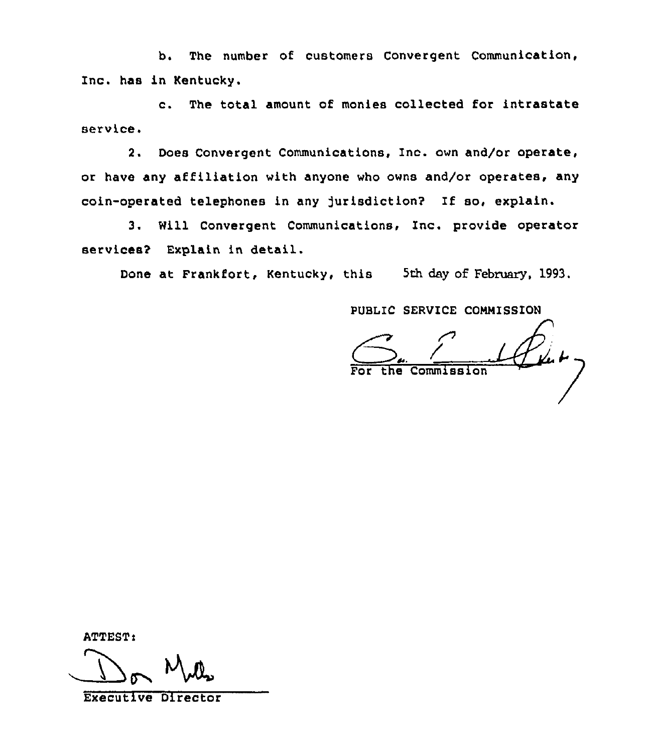b. The number of customers Convergent Communication, Inc. has in Kentucky.

c. The total amount of monies collected for intrastate service.

2. Does Convergent Communications, Inc. own and/or operate, or have any affiliation with anyone who owns and/or operates, any coin-operated telephones in any jurisdiction? If so, explain.

3. Will Convergent Communications, Inc. provide operator services? Explain in detail.

Done at Frankfort, Kentucky, this 5th day of February, 1993.

PUBLIC SERVICE COMMISSION

For the Commission

ATTEST:

Executive Director